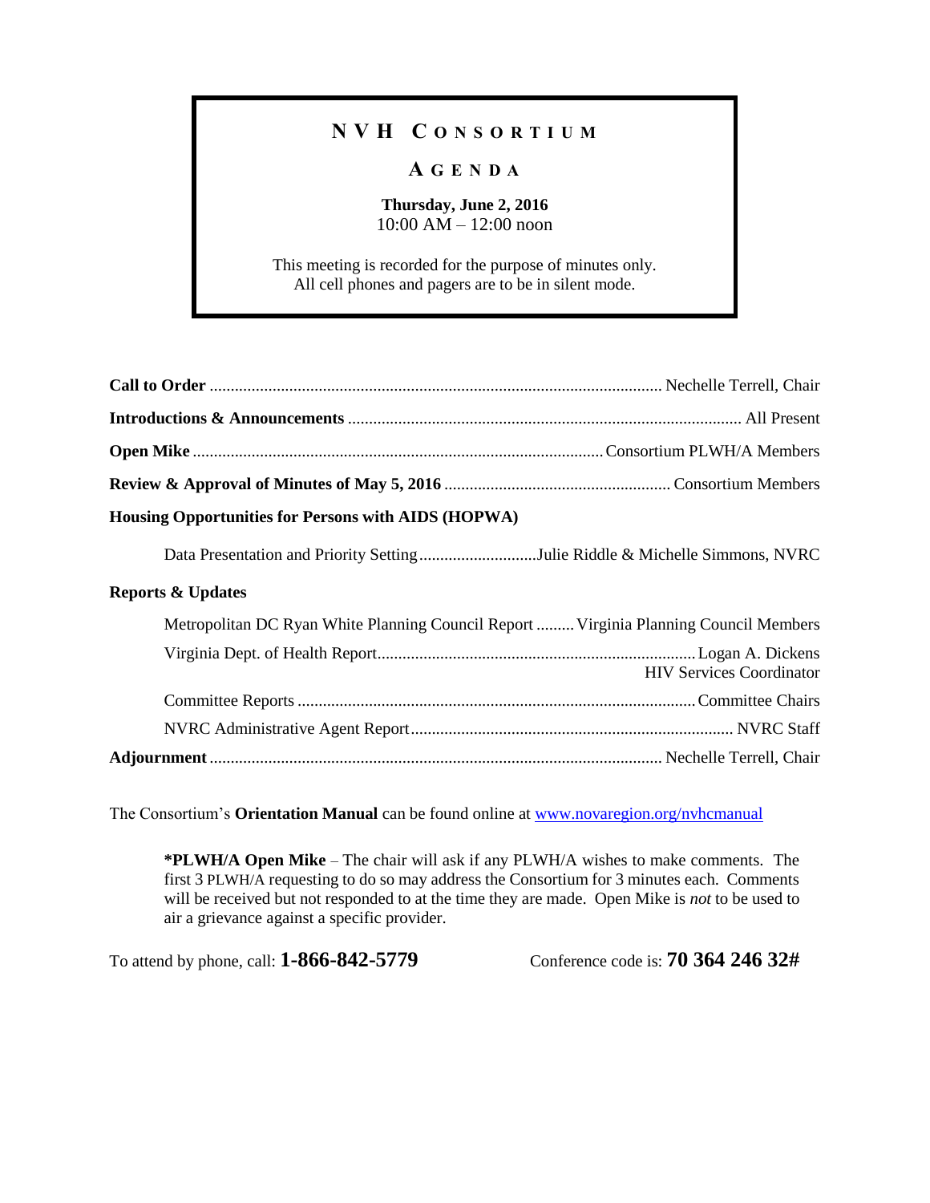# NVH Consortium

## Agenda

**Thursday, June 2, 2016**
10:00 AM – 12:00 noon

This meeting is recorded for the purpose of minutes only.
All cell phones and pagers are to be in silent mode.

---

**Call to Order** .......... Nechelle Terrell, Chair

**Introductions & Announcements** .......... All Present

**Open Mike** .......... Consortium PLWH/A Members

**Review & Approval of Minutes of May 5, 2016** .......... Consortium Members

**Housing Opportunities for Persons with AIDS (HOPWA)**

- Data Presentation and Priority Setting .......... Julie Riddle & Michelle Simmons, NVRC

**Reports & Updates**

- Metropolitan DC Ryan White Planning Council Report .......... Virginia Planning Council Members
- Virginia Dept. of Health Report .......... Logan A. Dickens, HIV Services Coordinator
- Committee Reports .......... Committee Chairs
- NVRC Administrative Agent Report .......... NVRC Staff

**Adjournment** .......... Nechelle Terrell, Chair

The Consortium's **Orientation Manual** can be found online at [www.novaregion.org/nvhcmanual](http://www.novaregion.org/nvhcmanual)

> ***PLWH/A Open Mike** – The chair will ask if any PLWH/A wishes to make comments. The first 3 PLWH/A requesting to do so may address the Consortium for 3 minutes each. Comments will be received but not responded to at the time they are made. Open Mike is *not* to be used to air a grievance against a specific provider.

To attend by phone, call: **1-866-842-5779** Conference code is: **70 364 246 32#**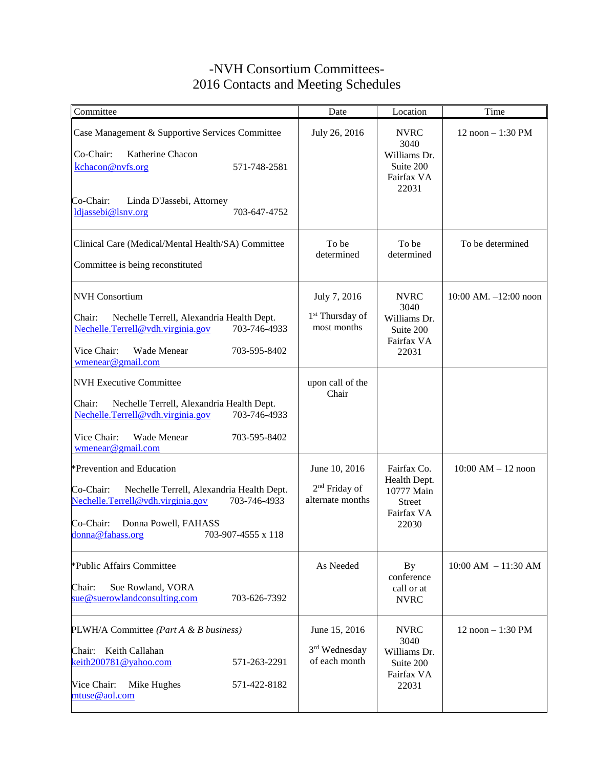# -NVH Consortium Committees-
# 2016 Contacts and Meeting Schedules

| Committee | Date | Location | Time |
|---|---|---|---|
| Case Management & Supportive Services Committee<br><br>Co-Chair: Katherine Chacon<br>kchacon@nvfs.org 571-748-2581<br><br>Co-Chair: Linda D'Jassebi, Attorney<br>ldjassebi@lsnv.org 703-647-4752 | July 26, 2016 | NVRC 3040 Williams Dr. Suite 200 Fairfax VA 22031 | 12 noon – 1:30 PM |
| Clinical Care (Medical/Mental Health/SA) Committee<br><br>Committee is being reconstituted | To be determined | To be determined | To be determined |
| NVH Consortium<br><br>Chair: Nechelle Terrell, Alexandria Health Dept.<br>Nechelle.Terrell@vdh.virginia.gov 703-746-4933<br><br>Vice Chair: Wade Menear 703-595-8402<br>wmenear@gmail.com | July 7, 2016<br><br>1st Thursday of most months | NVRC 3040 Williams Dr. Suite 200 Fairfax VA 22031 | 10:00 AM. –12:00 noon |
| NVH Executive Committee<br><br>Chair: Nechelle Terrell, Alexandria Health Dept.<br>Nechelle.Terrell@vdh.virginia.gov 703-746-4933<br><br>Vice Chair: Wade Menear 703-595-8402<br>wmenear@gmail.com | upon call of the Chair | | |
| *Prevention and Education<br><br>Co-Chair: Nechelle Terrell, Alexandria Health Dept.<br>Nechelle.Terrell@vdh.virginia.gov 703-746-4933<br><br>Co-Chair: Donna Powell, FAHASS<br>donna@fahass.org 703-907-4555 x 118 | June 10, 2016<br><br>2nd Friday of alternate months | Fairfax Co. Health Dept. 10777 Main Street Fairfax VA 22030 | 10:00 AM – 12 noon |
| *Public Affairs Committee<br><br>Chair: Sue Rowland, VORA<br>sue@suerowlandconsulting.com 703-626-7392 | As Needed | By conference call or at NVRC | 10:00 AM – 11:30 AM |
| PLWH/A Committee *(Part A & B business)*<br><br>Chair: Keith Callahan<br>keith200781@yahoo.com 571-263-2291<br><br>Vice Chair: Mike Hughes 571-422-8182<br>mtuse@aol.com | June 15, 2016<br><br>3rd Wednesday of each month | NVRC 3040 Williams Dr. Suite 200 Fairfax VA 22031 | 12 noon – 1:30 PM |